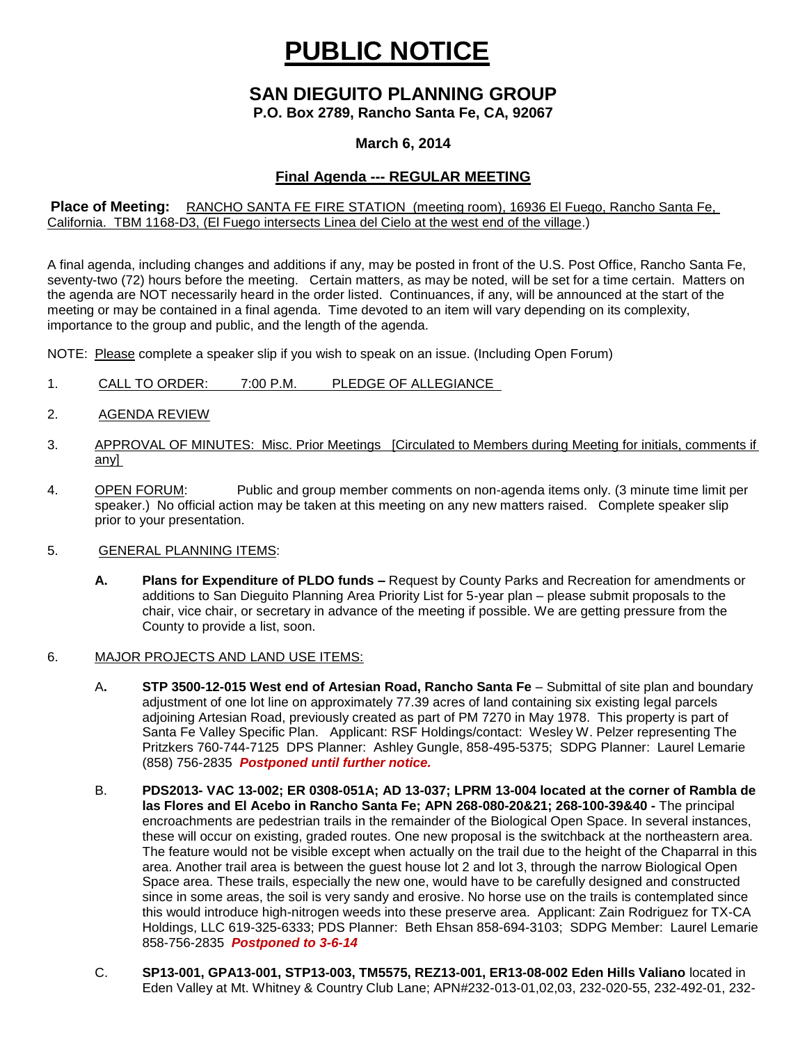# PUBLIC NOTICE

## SAN DIEGUITO PLANNING GROUP

**P.O. Box 2789, Rancho Santa Fe, CA, 92067**

**March 6, 2014**

**Final Agenda --- REGULAR MEETING**

**Place of Meeting:** RANCHO SANTA FE FIRE STATION (meeting room), 16936 El Fuego, Rancho Santa Fe, California. TBM 1168-D3, (El Fuego intersects Linea del Cielo at the west end of the village.)

A final agenda, including changes and additions if any, may be posted in front of the U.S. Post Office, Rancho Santa Fe, seventy-two (72) hours before the meeting. Certain matters, as may be noted, will be set for a time certain. Matters on the agenda are NOT necessarily heard in the order listed. Continuances, if any, will be announced at the start of the meeting or may be contained in a final agenda. Time devoted to an item will vary depending on its complexity, importance to the group and public, and the length of the agenda.

NOTE: Please complete a speaker slip if you wish to speak on an issue. (Including Open Forum)

1. CALL TO ORDER: 7:00 P.M. PLEDGE OF ALLEGIANCE

2. AGENDA REVIEW

3. APPROVAL OF MINUTES: Misc. Prior Meetings [Circulated to Members during Meeting for initials, comments if any]

4. OPEN FORUM: Public and group member comments on non-agenda items only. (3 minute time limit per speaker.) No official action may be taken at this meeting on any new matters raised. Complete speaker slip prior to your presentation.

5. GENERAL PLANNING ITEMS:

   **A. Plans for Expenditure of PLDO funds –** Request by County Parks and Recreation for amendments or additions to San Dieguito Planning Area Priority List for 5-year plan – please submit proposals to the chair, vice chair, or secretary in advance of the meeting if possible. We are getting pressure from the County to provide a list, soon.

6. MAJOR PROJECTS AND LAND USE ITEMS:

   A**. STP 3500-12-015 West end of Artesian Road, Rancho Santa Fe** – Submittal of site plan and boundary adjustment of one lot line on approximately 77.39 acres of land containing six existing legal parcels adjoining Artesian Road, previously created as part of PM 7270 in May 1978. This property is part of Santa Fe Valley Specific Plan. Applicant: RSF Holdings/contact: Wesley W. Pelzer representing The Pritzkers 760-744-7125 DPS Planner: Ashley Gungle, 858-495-5375; SDPG Planner: Laurel Lemarie (858) 756-2835 ***Postponed until further notice.***

   B. **PDS2013- VAC 13-002; ER 0308-051A; AD 13-037; LPRM 13-004 located at the corner of Rambla de las Flores and El Acebo in Rancho Santa Fe; APN 268-080-20&21; 268-100-39&40 -** The principal encroachments are pedestrian trails in the remainder of the Biological Open Space. In several instances, these will occur on existing, graded routes. One new proposal is the switchback at the northeastern area. The feature would not be visible except when actually on the trail due to the height of the Chaparral in this area. Another trail area is between the guest house lot 2 and lot 3, through the narrow Biological Open Space area. These trails, especially the new one, would have to be carefully designed and constructed since in some areas, the soil is very sandy and erosive. No horse use on the trails is contemplated since this would introduce high-nitrogen weeds into these preserve area. Applicant: Zain Rodriguez for TX-CA Holdings, LLC 619-325-6333; PDS Planner: Beth Ehsan 858-694-3103; SDPG Member: Laurel Lemarie 858-756-2835 ***Postponed to 3-6-14***

   C. **SP13-001, GPA13-001, STP13-003, TM5575, REZ13-001, ER13-08-002 Eden Hills Valiano** located in Eden Valley at Mt. Whitney & Country Club Lane; APN#232-013-01,02,03, 232-020-55, 232-492-01, 232-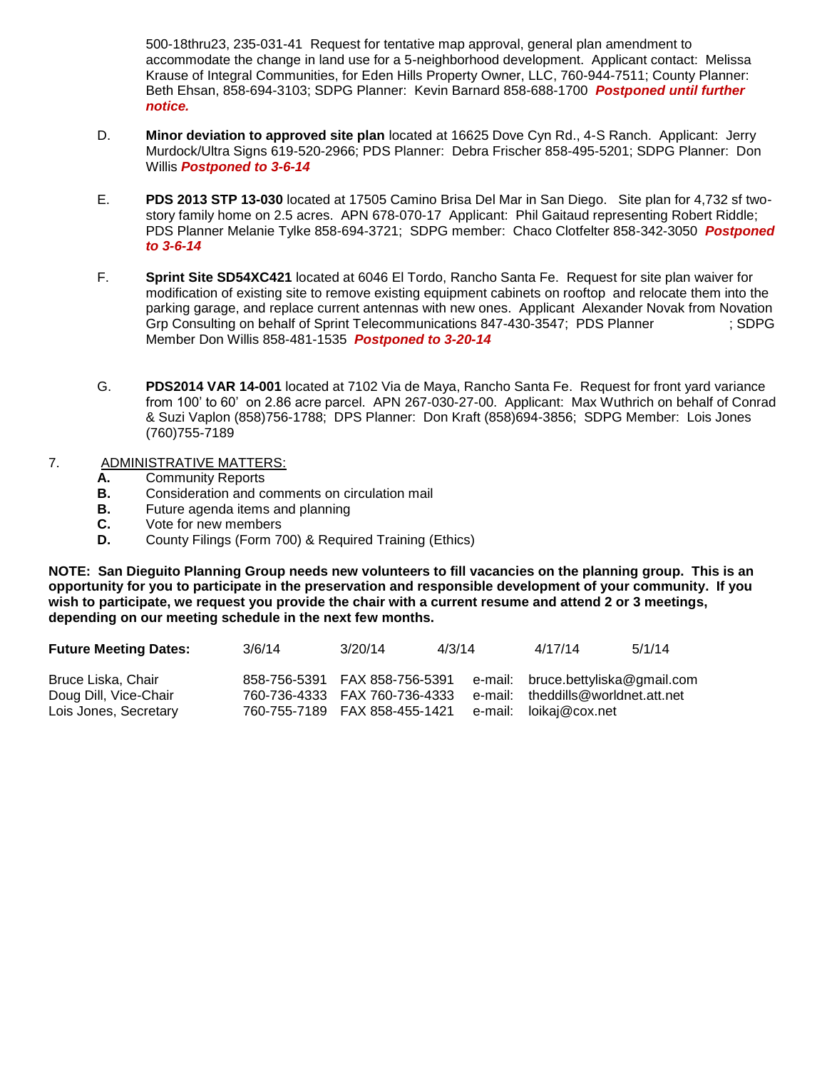500-18thru23, 235-031-41 Request for tentative map approval, general plan amendment to accommodate the change in land use for a 5-neighborhood development. Applicant contact: Melissa Krause of Integral Communities, for Eden Hills Property Owner, LLC, 760-944-7511; County Planner: Beth Ehsan, 858-694-3103; SDPG Planner: Kevin Barnard 858-688-1700 ***Postponed until further notice.***

D. **Minor deviation to approved site plan** located at 16625 Dove Cyn Rd., 4-S Ranch. Applicant: Jerry Murdock/Ultra Signs 619-520-2966; PDS Planner: Debra Frischer 858-495-5201; SDPG Planner: Don Willis ***Postponed to 3-6-14***

E. **PDS 2013 STP 13-030** located at 17505 Camino Brisa Del Mar in San Diego. Site plan for 4,732 sf two-story family home on 2.5 acres. APN 678-070-17 Applicant: Phil Gaitaud representing Robert Riddle; PDS Planner Melanie Tylke 858-694-3721; SDPG member: Chaco Clotfelter 858-342-3050 ***Postponed to 3-6-14***

F. **Sprint Site SD54XC421** located at 6046 El Tordo, Rancho Santa Fe. Request for site plan waiver for modification of existing site to remove existing equipment cabinets on rooftop and relocate them into the parking garage, and replace current antennas with new ones. Applicant Alexander Novak from Novation Grp Consulting on behalf of Sprint Telecommunications 847-430-3547; PDS Planner ; SDPG Member Don Willis 858-481-1535 ***Postponed to 3-20-14***

G. **PDS2014 VAR 14-001** located at 7102 Via de Maya, Rancho Santa Fe. Request for front yard variance from 100' to 60' on 2.86 acre parcel. APN 267-030-27-00. Applicant: Max Wuthrich on behalf of Conrad & Suzi Vaplon (858)756-1788; DPS Planner: Don Kraft (858)694-3856; SDPG Member: Lois Jones (760)755-7189

7. ADMINISTRATIVE MATTERS:
   **A.** Community Reports
   **B.** Consideration and comments on circulation mail
   **B.** Future agenda items and planning
   **C.** Vote for new members
   **D.** County Filings (Form 700) & Required Training (Ethics)

**NOTE: San Dieguito Planning Group needs new volunteers to fill vacancies on the planning group. This is an opportunity for you to participate in the preservation and responsible development of your community. If you wish to participate, we request you provide the chair with a current resume and attend 2 or 3 meetings, depending on our meeting schedule in the next few months.**

**Future Meeting Dates:** 3/6/14 3/20/14 4/3/14 4/17/14 5/1/14

| | | | |
|---|---|---|---|
| Bruce Liska, Chair | 858-756-5391 | FAX 858-756-5391 | e-mail: bruce.bettyliska@gmail.com |
| Doug Dill, Vice-Chair | 760-736-4333 | FAX 760-736-4333 | e-mail: theddills@worldnet.att.net |
| Lois Jones, Secretary | 760-755-7189 | FAX 858-455-1421 | e-mail: loikaj@cox.net |